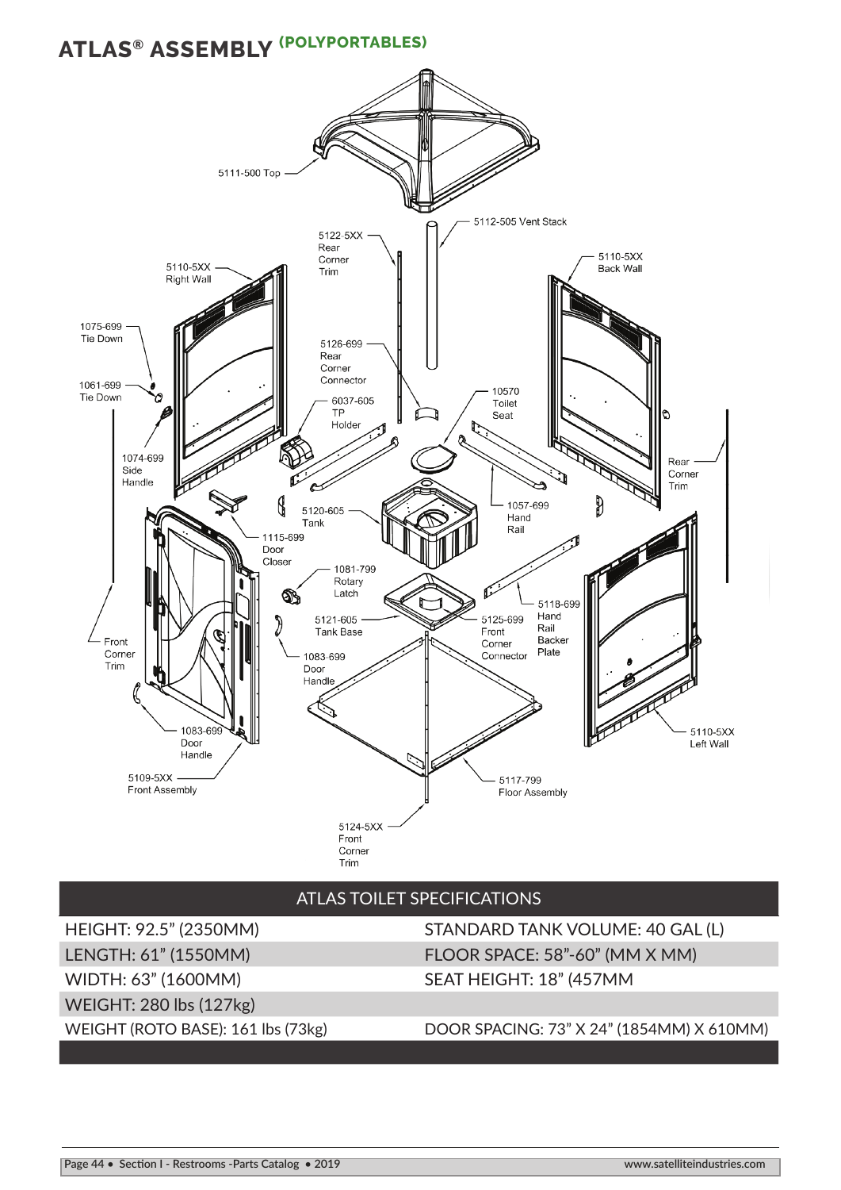# ATLAS® ASSEMBLY (POLYPORTABLES)

5111-500 Top

5112-505 Vent Stack

5122-5XX Rear Corner Trim

5110-5XX Right Wall

5110-5XX Back Wall

1075-699 Tie Down

1061-699 Tie Down

5126-699 Rear Corner Connector

10570 Toilet Seat

6037-605 TP Holder

1074-699 Side Handle

Rear Corner Trim

5120-605 Tank

1057-699 Hand Rail

1115-699 Door Closer

1081-799 Rotary Latch

5118-699 Hand Rail Backer Plate

5121-605 Tank Base

5125-699 Front Corner Connector

Front Corner Trim

1083-699 Door Handle

1083-699 Door Handle

5110-5XX Left Wall

5109-5XX Front Assembly

5117-799 Floor Assembly

5124-5XX Front Corner Trim

| ATLAS TOILET SPECIFICATIONS | |
|---|---|
| HEIGHT: 92.5” (2350MM) | STANDARD TANK VOLUME: 40 GAL (L) |
| LENGTH: 61” (1550MM) | FLOOR SPACE: 58”-60” (MM X MM) |
| WIDTH: 63” (1600MM) | SEAT HEIGHT: 18” (457MM |
| WEIGHT: 280 lbs (127kg) | |
| WEIGHT (ROTO BASE): 161 lbs (73kg) | DOOR SPACING: 73” X 24” (1854MM) X 610MM) |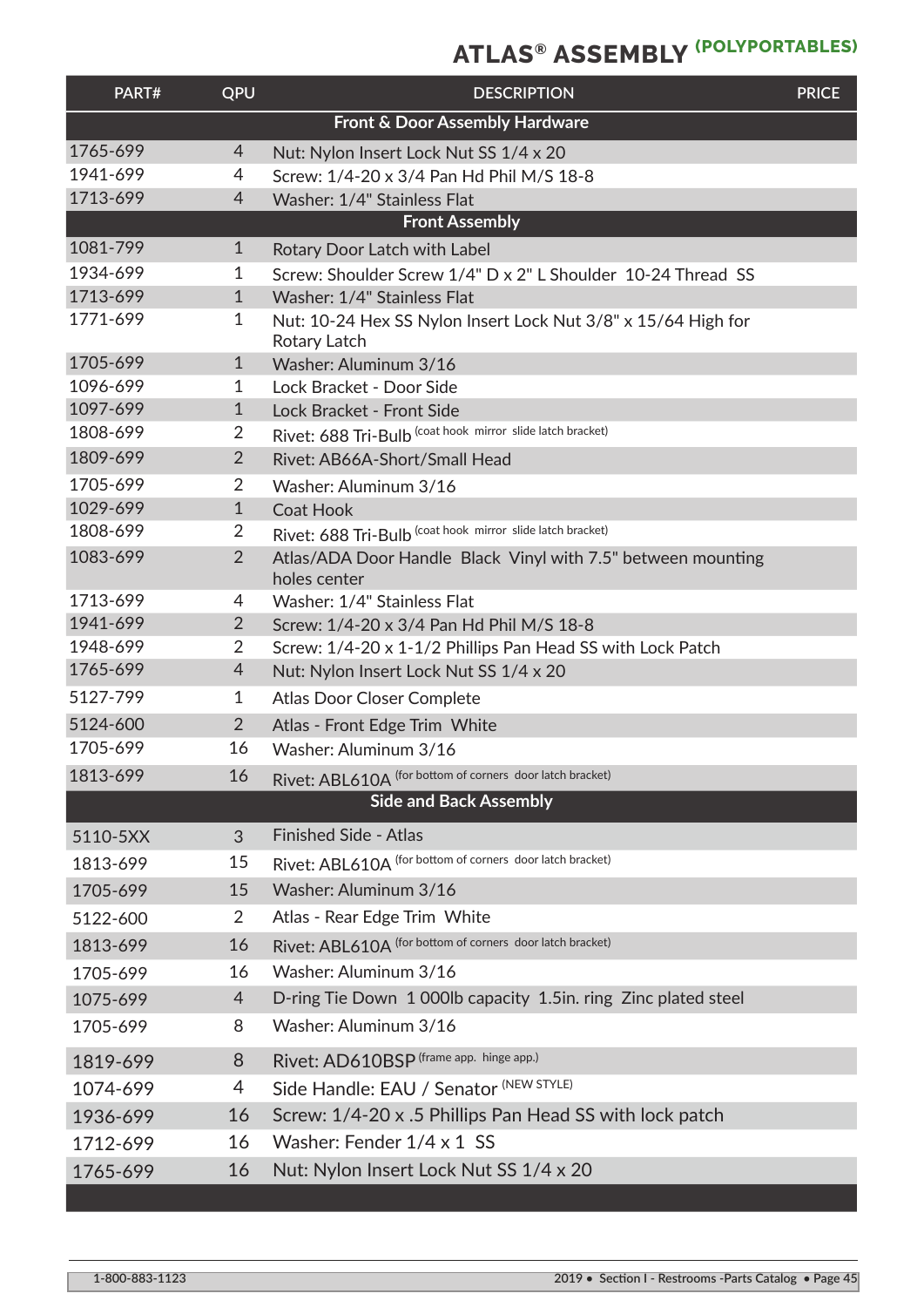# ATLAS® ASSEMBLY (POLYPORTABLES)

| PART# | QPU | DESCRIPTION | PRICE |
|---|---|---|---|
| | | **Front & Door Assembly Hardware** | |
| 1765-699 | 4 | Nut: Nylon Insert Lock Nut SS 1/4 x 20 | |
| 1941-699 | 4 | Screw: 1/4-20 x 3/4 Pan Hd Phil M/S 18-8 | |
| 1713-699 | 4 | Washer: 1/4" Stainless Flat | |
| | | **Front Assembly** | |
| 1081-799 | 1 | Rotary Door Latch with Label | |
| 1934-699 | 1 | Screw: Shoulder Screw 1/4" D x 2" L Shoulder 10-24 Thread SS | |
| 1713-699 | 1 | Washer: 1/4" Stainless Flat | |
| 1771-699 | 1 | Nut: 10-24 Hex SS Nylon Insert Lock Nut 3/8" x 15/64 High for Rotary Latch | |
| 1705-699 | 1 | Washer: Aluminum 3/16 | |
| 1096-699 | 1 | Lock Bracket - Door Side | |
| 1097-699 | 1 | Lock Bracket - Front Side | |
| 1808-699 | 2 | Rivet: 688 Tri-Bulb (coat hook mirror slide latch bracket) | |
| 1809-699 | 2 | Rivet: AB66A-Short/Small Head | |
| 1705-699 | 2 | Washer: Aluminum 3/16 | |
| 1029-699 | 1 | Coat Hook | |
| 1808-699 | 2 | Rivet: 688 Tri-Bulb (coat hook mirror slide latch bracket) | |
| 1083-699 | 2 | Atlas/ADA Door Handle Black Vinyl with 7.5" between mounting holes center | |
| 1713-699 | 4 | Washer: 1/4" Stainless Flat | |
| 1941-699 | 2 | Screw: 1/4-20 x 3/4 Pan Hd Phil M/S 18-8 | |
| 1948-699 | 2 | Screw: 1/4-20 x 1-1/2 Phillips Pan Head SS with Lock Patch | |
| 1765-699 | 4 | Nut: Nylon Insert Lock Nut SS 1/4 x 20 | |
| 5127-799 | 1 | Atlas Door Closer Complete | |
| 5124-600 | 2 | Atlas - Front Edge Trim White | |
| 1705-699 | 16 | Washer: Aluminum 3/16 | |
| 1813-699 | 16 | Rivet: ABL610A (for bottom of corners door latch bracket) | |
| | | **Side and Back Assembly** | |
| 5110-5XX | 3 | Finished Side - Atlas | |
| 1813-699 | 15 | Rivet: ABL610A (for bottom of corners door latch bracket) | |
| 1705-699 | 15 | Washer: Aluminum 3/16 | |
| 5122-600 | 2 | Atlas - Rear Edge Trim White | |
| 1813-699 | 16 | Rivet: ABL610A (for bottom of corners door latch bracket) | |
| 1705-699 | 16 | Washer: Aluminum 3/16 | |
| 1075-699 | 4 | D-ring Tie Down 1 000lb capacity 1.5in. ring Zinc plated steel | |
| 1705-699 | 8 | Washer: Aluminum 3/16 | |
| 1819-699 | 8 | Rivet: AD610BSP (frame app. hinge app.) | |
| 1074-699 | 4 | Side Handle: EAU / Senator (NEW STYLE) | |
| 1936-699 | 16 | Screw: 1/4-20 x .5 Phillips Pan Head SS with lock patch | |
| 1712-699 | 16 | Washer: Fender 1/4 x 1 SS | |
| 1765-699 | 16 | Nut: Nylon Insert Lock Nut SS 1/4 x 20 | |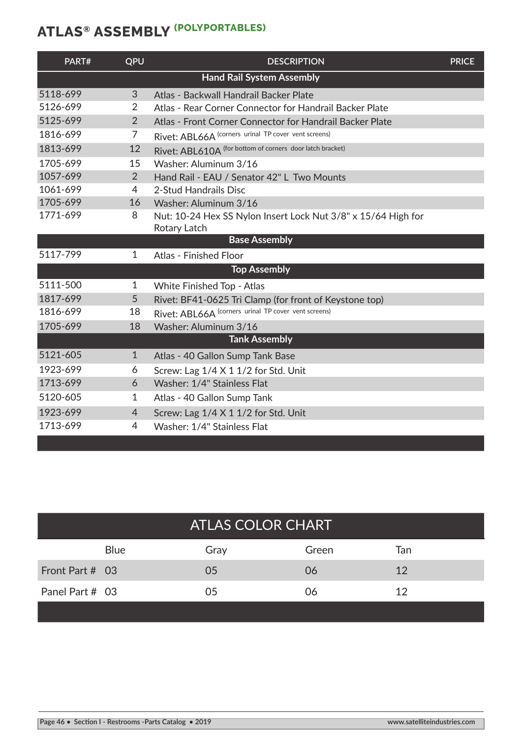## ATLAS® ASSEMBLY (POLYPORTABLES)

| PART# | QPU | DESCRIPTION | PRICE |
|---|---|---|---|
| | | **Hand Rail System Assembly** | |
| 5118-699 | 3 | Atlas - Backwall Handrail Backer Plate | |
| 5126-699 | 2 | Atlas - Rear Corner Connector for Handrail Backer Plate | |
| 5125-699 | 2 | Atlas - Front Corner Connector for Handrail Backer Plate | |
| 1816-699 | 7 | Rivet: ABL66A (corners urinal TP cover vent screens) | |
| 1813-699 | 12 | Rivet: ABL610A (for bottom of corners door latch bracket) | |
| 1705-699 | 15 | Washer: Aluminum 3/16 | |
| 1057-699 | 2 | Hand Rail - EAU / Senator 42" L Two Mounts | |
| 1061-699 | 4 | 2-Stud Handrails Disc | |
| 1705-699 | 16 | Washer: Aluminum 3/16 | |
| 1771-699 | 8 | Nut: 10-24 Hex SS Nylon Insert Lock Nut 3/8" x 15/64 High for Rotary Latch | |
| | | **Base Assembly** | |
| 5117-799 | 1 | Atlas - Finished Floor | |
| | | **Top Assembly** | |
| 5111-500 | 1 | White Finished Top - Atlas | |
| 1817-699 | 5 | Rivet: BF41-0625 Tri Clamp (for front of Keystone top) | |
| 1816-699 | 18 | Rivet: ABL66A (corners urinal TP cover vent screens) | |
| 1705-699 | 18 | Washer: Aluminum 3/16 | |
| | | **Tank Assembly** | |
| 5121-605 | 1 | Atlas - 40 Gallon Sump Tank Base | |
| 1923-699 | 6 | Screw: Lag 1/4 X 1 1/2 for Std. Unit | |
| 1713-699 | 6 | Washer: 1/4" Stainless Flat | |
| 5120-605 | 1 | Atlas - 40 Gallon Sump Tank | |
| 1923-699 | 4 | Screw: Lag 1/4 X 1 1/2 for Std. Unit | |
| 1713-699 | 4 | Washer: 1/4" Stainless Flat | |

### ATLAS COLOR CHART

| | Blue | Gray | Green | Tan |
|---|---|---|---|---|
| Front Part # | 03 | 05 | 06 | 12 |
| Panel Part # | 03 | 05 | 06 | 12 |